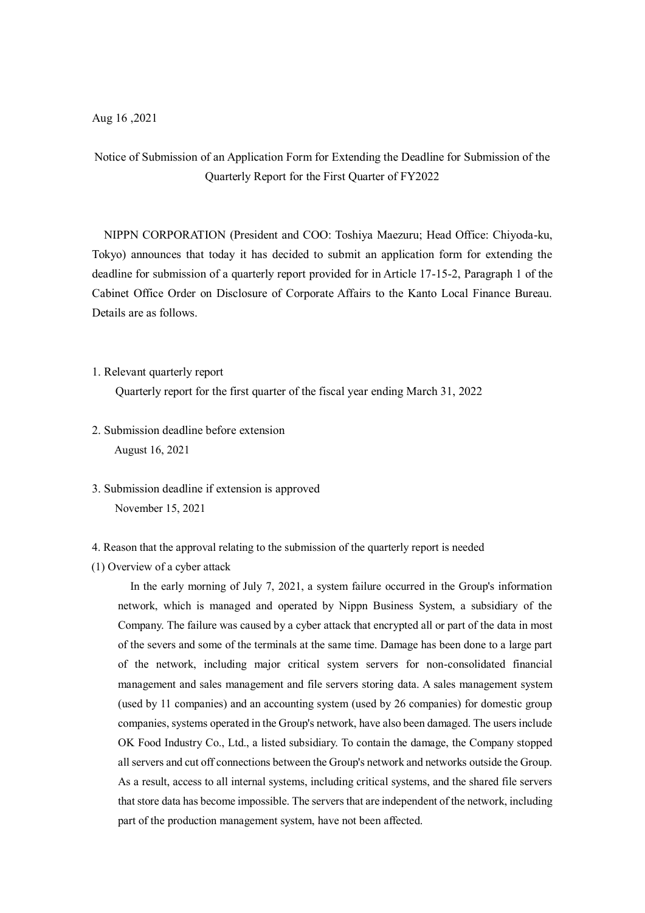Aug 16 ,2021

# Notice of Submission of an Application Form for Extending the Deadline for Submission of the Quarterly Report for the First Quarter of FY2022

NIPPN CORPORATION (President and COO: Toshiya Maezuru; Head Office: Chiyoda-ku, Tokyo) announces that today it has decided to submit an application form for extending the deadline for submission of a quarterly report provided for in Article 17-15-2, Paragraph 1 of the Cabinet Office Order on Disclosure of Corporate Affairs to the Kanto Local Finance Bureau. Details are as follows.

1. Relevant quarterly report

   Quarterly report for the first quarter of the fiscal year ending March 31, 2022

2. Submission deadline before extension

   August 16, 2021

3. Submission deadline if extension is approved

   November 15, 2021

4. Reason that the approval relating to the submission of the quarterly report is needed

(1) Overview of a cyber attack

In the early morning of July 7, 2021, a system failure occurred in the Group's information network, which is managed and operated by Nippn Business System, a subsidiary of the Company. The failure was caused by a cyber attack that encrypted all or part of the data in most of the severs and some of the terminals at the same time. Damage has been done to a large part of the network, including major critical system servers for non-consolidated financial management and sales management and file servers storing data. A sales management system (used by 11 companies) and an accounting system (used by 26 companies) for domestic group companies, systems operated in the Group's network, have also been damaged. The users include OK Food Industry Co., Ltd., a listed subsidiary. To contain the damage, the Company stopped all servers and cut off connections between the Group's network and networks outside the Group. As a result, access to all internal systems, including critical systems, and the shared file servers that store data has become impossible. The servers that are independent of the network, including part of the production management system, have not been affected.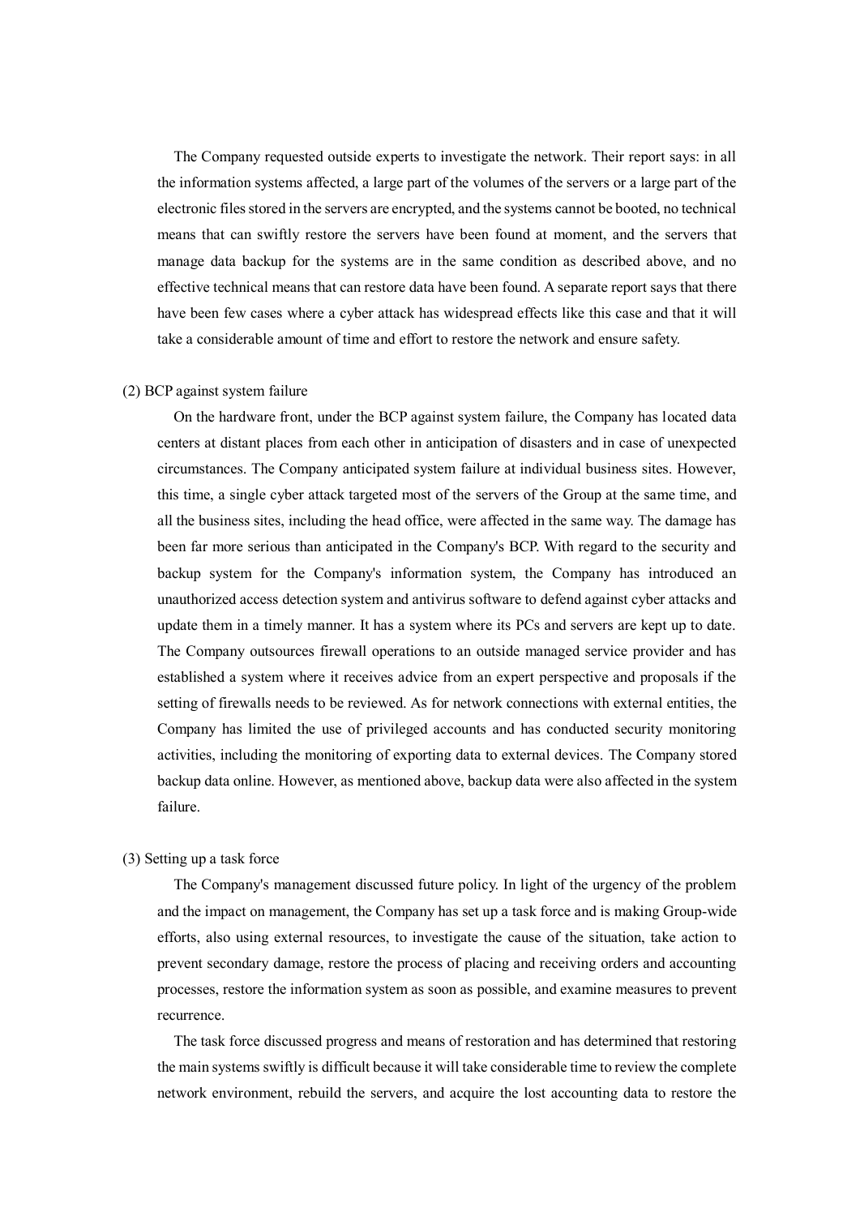The Company requested outside experts to investigate the network. Their report says: in all the information systems affected, a large part of the volumes of the servers or a large part of the electronic files stored in the servers are encrypted, and the systems cannot be booted, no technical means that can swiftly restore the servers have been found at moment, and the servers that manage data backup for the systems are in the same condition as described above, and no effective technical means that can restore data have been found. A separate report says that there have been few cases where a cyber attack has widespread effects like this case and that it will take a considerable amount of time and effort to restore the network and ensure safety.

(2) BCP against system failure

On the hardware front, under the BCP against system failure, the Company has located data centers at distant places from each other in anticipation of disasters and in case of unexpected circumstances. The Company anticipated system failure at individual business sites. However, this time, a single cyber attack targeted most of the servers of the Group at the same time, and all the business sites, including the head office, were affected in the same way. The damage has been far more serious than anticipated in the Company's BCP. With regard to the security and backup system for the Company's information system, the Company has introduced an unauthorized access detection system and antivirus software to defend against cyber attacks and update them in a timely manner. It has a system where its PCs and servers are kept up to date. The Company outsources firewall operations to an outside managed service provider and has established a system where it receives advice from an expert perspective and proposals if the setting of firewalls needs to be reviewed. As for network connections with external entities, the Company has limited the use of privileged accounts and has conducted security monitoring activities, including the monitoring of exporting data to external devices. The Company stored backup data online. However, as mentioned above, backup data were also affected in the system failure.

(3) Setting up a task force

The Company's management discussed future policy. In light of the urgency of the problem and the impact on management, the Company has set up a task force and is making Group-wide efforts, also using external resources, to investigate the cause of the situation, take action to prevent secondary damage, restore the process of placing and receiving orders and accounting processes, restore the information system as soon as possible, and examine measures to prevent recurrence.

The task force discussed progress and means of restoration and has determined that restoring the main systems swiftly is difficult because it will take considerable time to review the complete network environment, rebuild the servers, and acquire the lost accounting data to restore the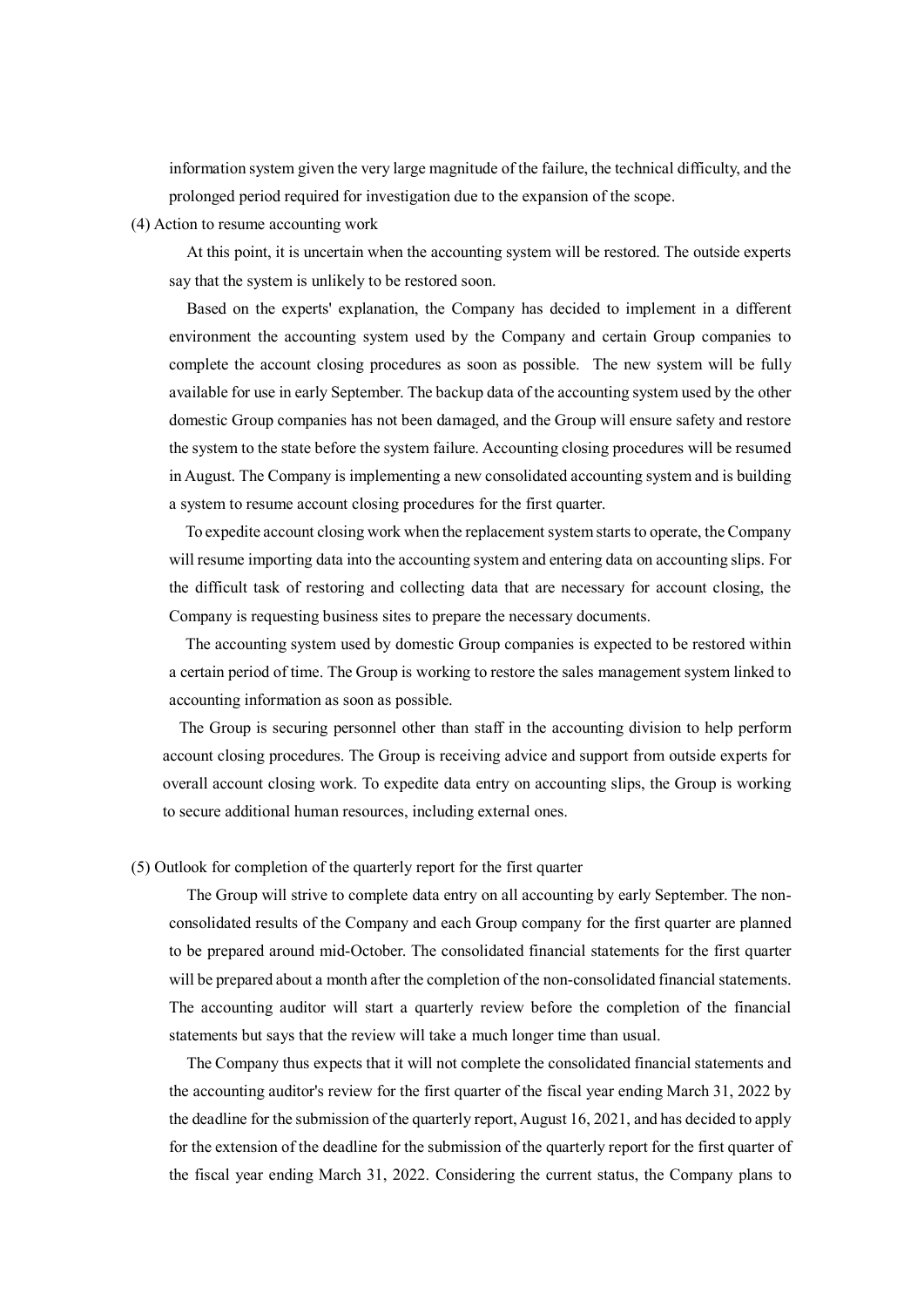information system given the very large magnitude of the failure, the technical difficulty, and the prolonged period required for investigation due to the expansion of the scope.

(4) Action to resume accounting work

At this point, it is uncertain when the accounting system will be restored. The outside experts say that the system is unlikely to be restored soon.

Based on the experts' explanation, the Company has decided to implement in a different environment the accounting system used by the Company and certain Group companies to complete the account closing procedures as soon as possible. The new system will be fully available for use in early September. The backup data of the accounting system used by the other domestic Group companies has not been damaged, and the Group will ensure safety and restore the system to the state before the system failure. Accounting closing procedures will be resumed in August. The Company is implementing a new consolidated accounting system and is building a system to resume account closing procedures for the first quarter.

To expedite account closing work when the replacement system starts to operate, the Company will resume importing data into the accounting system and entering data on accounting slips. For the difficult task of restoring and collecting data that are necessary for account closing, the Company is requesting business sites to prepare the necessary documents.

The accounting system used by domestic Group companies is expected to be restored within a certain period of time. The Group is working to restore the sales management system linked to accounting information as soon as possible.

The Group is securing personnel other than staff in the accounting division to help perform account closing procedures. The Group is receiving advice and support from outside experts for overall account closing work. To expedite data entry on accounting slips, the Group is working to secure additional human resources, including external ones.

(5) Outlook for completion of the quarterly report for the first quarter

The Group will strive to complete data entry on all accounting by early September. The non-consolidated results of the Company and each Group company for the first quarter are planned to be prepared around mid-October. The consolidated financial statements for the first quarter will be prepared about a month after the completion of the non-consolidated financial statements. The accounting auditor will start a quarterly review before the completion of the financial statements but says that the review will take a much longer time than usual.

The Company thus expects that it will not complete the consolidated financial statements and the accounting auditor's review for the first quarter of the fiscal year ending March 31, 2022 by the deadline for the submission of the quarterly report, August 16, 2021, and has decided to apply for the extension of the deadline for the submission of the quarterly report for the first quarter of the fiscal year ending March 31, 2022. Considering the current status, the Company plans to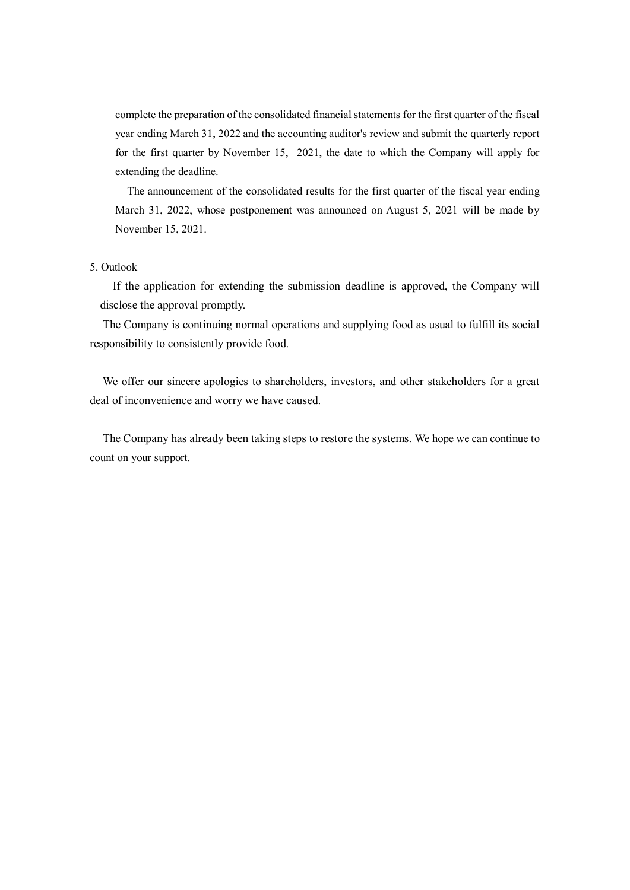complete the preparation of the consolidated financial statements for the first quarter of the fiscal year ending March 31, 2022 and the accounting auditor's review and submit the quarterly report for the first quarter by November 15, 2021, the date to which the Company will apply for extending the deadline.

The announcement of the consolidated results for the first quarter of the fiscal year ending March 31, 2022, whose postponement was announced on August 5, 2021 will be made by November 15, 2021.

5. Outlook

If the application for extending the submission deadline is approved, the Company will disclose the approval promptly.

The Company is continuing normal operations and supplying food as usual to fulfill its social responsibility to consistently provide food.

We offer our sincere apologies to shareholders, investors, and other stakeholders for a great deal of inconvenience and worry we have caused.

The Company has already been taking steps to restore the systems. We hope we can continue to count on your support.